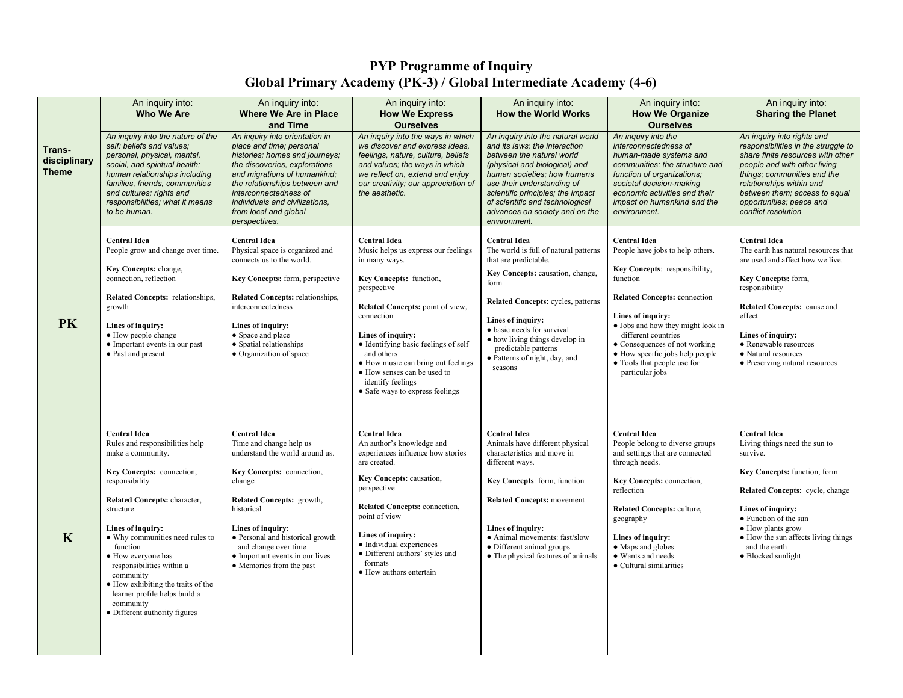# PYP Programme of Inquiry
## Global Primary Academy (PK-3) / Global Intermediate Academy (4-6)

| | An inquiry into: **Who We Are** | An inquiry into: **Where We Are in Place and Time** | An inquiry into: **How We Express Ourselves** | An inquiry into: **How the World Works** | An inquiry into: **How We Organize Ourselves** | An inquiry into: **Sharing the Planet** |
|---|---|---|---|---|---|---|
| **Trans-disciplinary Theme** | *An inquiry into the nature of the self: beliefs and values; personal, physical, mental, social, and spiritual health; human relationships including families, friends, communities and cultures; rights and responsibilities; what it means to be human.* | *An inquiry into orientation in place and time; personal histories; homes and journeys; the discoveries, explorations and migrations of humankind; the relationships between and interconnectedness of individuals and civilizations, from local and global perspectives.* | *An inquiry into the ways in which we discover and express ideas, feelings, nature, culture, beliefs and values; the ways in which we reflect on, extend and enjoy our creativity; our appreciation of the aesthetic.* | *An inquiry into the natural world and its laws; the interaction between the natural world (physical and biological) and human societies; how humans use their understanding of scientific principles; the impact of scientific and technological advances on society and on the environment.* | *An inquiry into the interconnectedness of human-made systems and communities; the structure and function of organizations; societal decision-making economic activities and their impact on humankind and the environment.* | *An inquiry into rights and responsibilities in the struggle to share finite resources with other people and with other living things; communities and the relationships within and between them; access to equal opportunities; peace and conflict resolution* |
| **PK** | **Central Idea**<br>People grow and change over time.<br><br>**Key Concepts:** change, connection, reflection<br><br>**Related Concepts:** relationships, growth<br><br>**Lines of inquiry:**<br>● How people change<br>● Important events in our past<br>● Past and present | **Central Idea**<br>Physical space is organized and connects us to the world.<br><br>**Key Concepts:** form, perspective<br><br>**Related Concepts:** relationships, interconnectedness<br><br>**Lines of inquiry:**<br>● Space and place<br>● Spatial relationships<br>● Organization of space | **Central Idea**<br>Music helps us express our feelings in many ways.<br><br>**Key Concepts:** function, perspective<br><br>**Related Concepts:** point of view, connection<br><br>**Lines of inquiry:**<br>● Identifying basic feelings of self and others<br>● How music can bring out feelings<br>● How senses can be used to identify feelings<br>● Safe ways to express feelings | **Central Idea**<br>The world is full of natural patterns that are predictable.<br><br>**Key Concepts:** causation, change, form<br><br>**Related Concepts:** cycles, patterns<br><br>**Lines of inquiry:**<br>● basic needs for survival<br>● how living things develop in predictable patterns<br>● Patterns of night, day, and seasons | **Central Idea**<br>People have jobs to help others.<br><br>**Key Concepts**: responsibility, function<br><br>**Related Concepts:** connection<br><br>**Lines of inquiry:**<br>● Jobs and how they might look in different countries<br>● Consequences of not working<br>● How specific jobs help people<br>● Tools that people use for particular jobs | **Central Idea**<br>The earth has natural resources that are used and affect how we live.<br><br>**Key Concepts:** form, responsibility<br><br>**Related Concepts:** cause and effect<br><br>**Lines of inquiry:**<br>● Renewable resources<br>● Natural resources<br>● Preserving natural resources |
| **K** | **Central Idea**<br>Rules and responsibilities help make a community.<br><br>**Key Concepts:** connection, responsibility<br><br>**Related Concepts:** character, structure<br><br>**Lines of inquiry:**<br>● Why communities need rules to function<br>● How everyone has responsibilities within a community<br>● How exhibiting the traits of the learner profile helps build a community<br>● Different authority figures | **Central Idea**<br>Time and change help us understand the world around us.<br><br>**Key Concepts:** connection, change<br><br>**Related Concepts:** growth, historical<br><br>**Lines of inquiry:**<br>● Personal and historical growth and change over time<br>● Important events in our lives<br>● Memories from the past | **Central Idea**<br>An author's knowledge and experiences influence how stories are created.<br><br>**Key Concepts**: causation, perspective<br><br>**Related Concepts:** connection, point of view<br><br>**Lines of inquiry:**<br>● Individual experiences<br>● Different authors' styles and formats<br>● How authors entertain | **Central Idea**<br>Animals have different physical characteristics and move in different ways.<br><br>**Key Concepts**: form, function<br><br>**Related Concepts:** movement<br><br>**Lines of inquiry:**<br>● Animal movements: fast/slow<br>● Different animal groups<br>● The physical features of animals | **Central Idea**<br>People belong to diverse groups and settings that are connected through needs.<br><br>**Key Concepts:** connection, reflection<br><br>**Related Concepts:** culture, geography<br><br>**Lines of inquiry:**<br>● Maps and globes<br>● Wants and needs<br>● Cultural similarities | **Central Idea**<br>Living things need the sun to survive.<br><br>**Key Concepts:** function, form<br><br>**Related Concepts:** cycle, change<br><br>**Lines of inquiry:**<br>● Function of the sun<br>● How plants grow<br>● How the sun affects living things and the earth<br>● Blocked sunlight |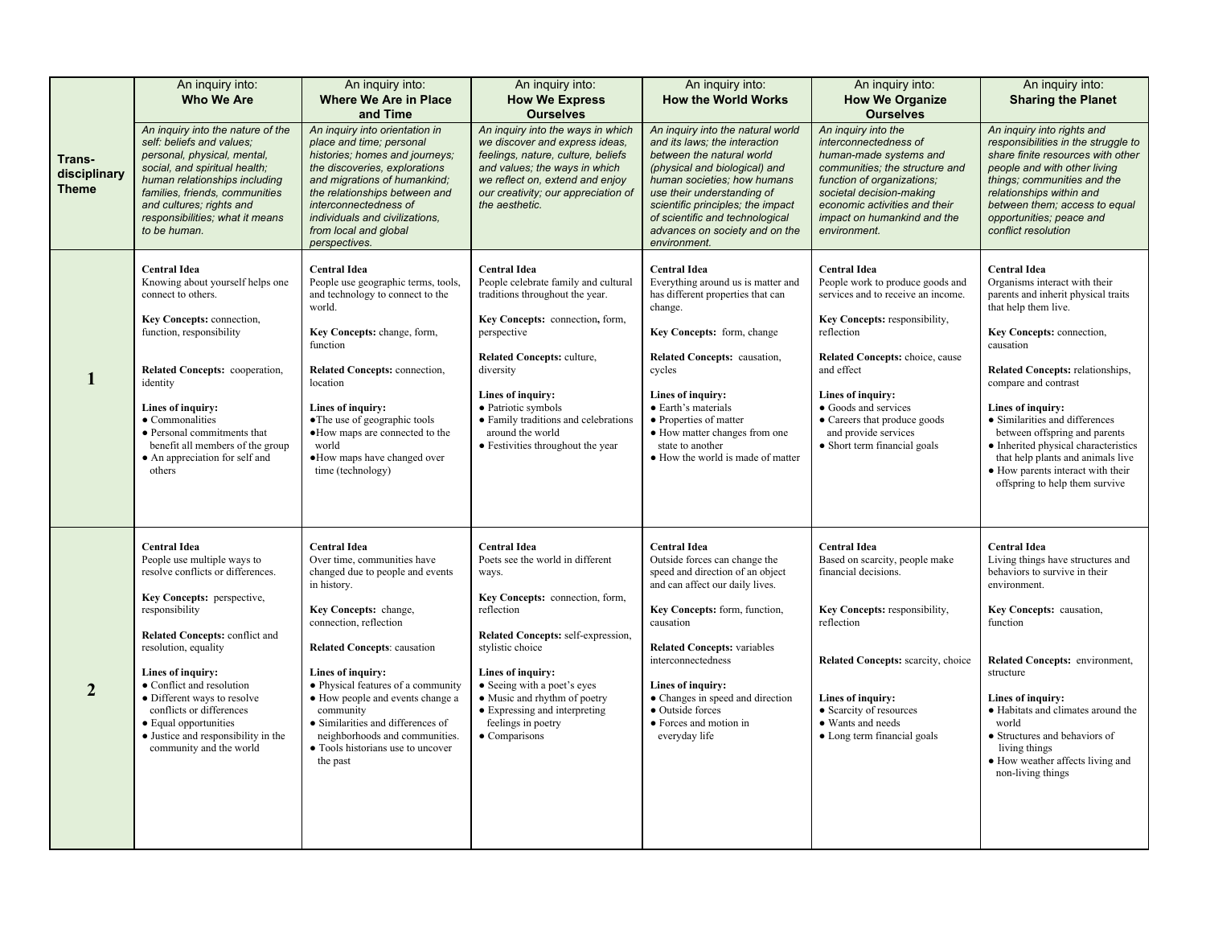| Trans-disciplinary Theme | An inquiry into: **Who We Are** | An inquiry into: **Where We Are in Place and Time** | An inquiry into: **How We Express Ourselves** | An inquiry into: **How the World Works** | An inquiry into: **How We Organize Ourselves** | An inquiry into: **Sharing the Planet** |
|---|---|---|---|---|---|---|
| | *An inquiry into the nature of the self: beliefs and values; personal, physical, mental, social, and spiritual health; human relationships including families, friends, communities and cultures; rights and responsibilities; what it means to be human.* | *An inquiry into orientation in place and time; personal histories; homes and journeys; the discoveries, explorations and migrations of humankind; the relationships between and interconnectedness of individuals and civilizations, from local and global perspectives.* | *An inquiry into the ways in which we discover and express ideas, feelings, nature, culture, beliefs and values; the ways in which we reflect on, extend and enjoy our creativity; our appreciation of the aesthetic.* | *An inquiry into the natural world and its laws; the interaction between the natural world (physical and biological) and human societies; how humans use their understanding of scientific principles; the impact of scientific and technological advances on society and on the environment.* | *An inquiry into the interconnectedness of human-made systems and communities; the structure and function of organizations; societal decision-making economic activities and their impact on humankind and the environment.* | *An inquiry into rights and responsibilities in the struggle to share finite resources with other people and other living things; communities and the relationships within and between them; access to equal opportunities; peace and conflict resolution* |
| **1** | **Central Idea**<br>Knowing about yourself helps one connect to others.<br><br>**Key Concepts:** connection, function, responsibility<br><br>**Related Concepts:** cooperation, identity<br><br>**Lines of inquiry:**<br>● Commonalities<br>● Personal commitments that benefit all members of the group<br>● An appreciation for self and others | **Central Idea**<br>People use geographic terms, tools, and technology to connect to the world.<br><br>**Key Concepts:** change, form, function<br><br>**Related Concepts:** connection, location<br><br>**Lines of inquiry:**<br>●The use of geographic tools<br>●How maps are connected to the world<br>●How maps have changed over time (technology) | **Central Idea**<br>People celebrate family and cultural traditions throughout the year.<br><br>**Key Concepts:** connection**,** form, perspective<br><br>**Related Concepts:** culture, diversity<br><br>**Lines of inquiry:**<br>● Patriotic symbols<br>● Family traditions and celebrations around the world<br>● Festivities throughout the year | **Central Idea**<br>Everything around us is matter and has different properties that can change.<br><br>**Key Concepts:** form, change<br><br>**Related Concepts:** causation, cycles<br><br>**Lines of inquiry:**<br>● Earth's materials<br>● Properties of matter<br>● How matter changes from one state to another<br>● How the world is made of matter | **Central Idea**<br>People work to produce goods and services and to receive an income.<br><br>**Key Concepts:** responsibility, reflection<br><br>**Related Concepts:** choice, cause and effect<br><br>**Lines of inquiry:**<br>● Goods and services<br>● Careers that produce goods and provide services<br>● Short term financial goals | **Central Idea**<br>Organisms interact with their parents and inherit physical traits that help them live.<br><br>**Key Concepts:** connection, causation<br><br>**Related Concepts:** relationships, compare and contrast<br><br>**Lines of inquiry:**<br>● Similarities and differences between offspring and parents<br>● Inherited physical characteristics that help plants and animals live<br>● How parents interact with their offspring to help them survive |
| **2** | **Central Idea**<br>People use multiple ways to resolve conflicts or differences.<br><br>**Key Concepts:** perspective, responsibility<br><br>**Related Concepts:** conflict and resolution, equality<br><br>**Lines of inquiry:**<br>● Conflict and resolution<br>● Different ways to resolve conflicts or differences<br>● Equal opportunities<br>● Justice and responsibility in the community and the world | **Central Idea**<br>Over time, communities have changed due to people and events in history.<br><br>**Key Concepts:** change, connection, reflection<br><br>**Related Concepts**: causation<br><br>**Lines of inquiry:**<br>● Physical features of a community<br>● How people and events change a community<br>● Similarities and differences of neighborhoods and communities.<br>● Tools historians use to uncover the past | **Central Idea**<br>Poets see the world in different ways.<br><br>**Key Concepts:** connection, form, reflection<br><br>**Related Concepts:** self-expression, stylistic choice<br><br>**Lines of inquiry:**<br>● Seeing with a poet's eyes<br>● Music and rhythm of poetry<br>● Expressing and interpreting feelings in poetry<br>● Comparisons | **Central Idea**<br>Outside forces can change the speed and direction of an object and can affect our daily lives.<br><br>**Key Concepts:** form, function, causation<br><br>**Related Concepts:** variables interconnectedness<br><br>**Lines of inquiry:**<br>● Changes in speed and direction<br>● Outside forces<br>● Forces and motion in everyday life | **Central Idea**<br>Based on scarcity, people make financial decisions.<br><br>**Key Concepts:** responsibility, reflection<br><br>**Related Concepts:** scarcity, choice<br><br>**Lines of inquiry:**<br>● Scarcity of resources<br>● Wants and needs<br>● Long term financial goals | **Central Idea**<br>Living things have structures and behaviors to survive in their environment.<br><br>**Key Concepts:** causation, function<br><br>**Related Concepts:** environment, structure<br><br>**Lines of inquiry:**<br>● Habitats and climates around the world<br>● Structures and behaviors of living things<br>● How weather affects living and non-living things |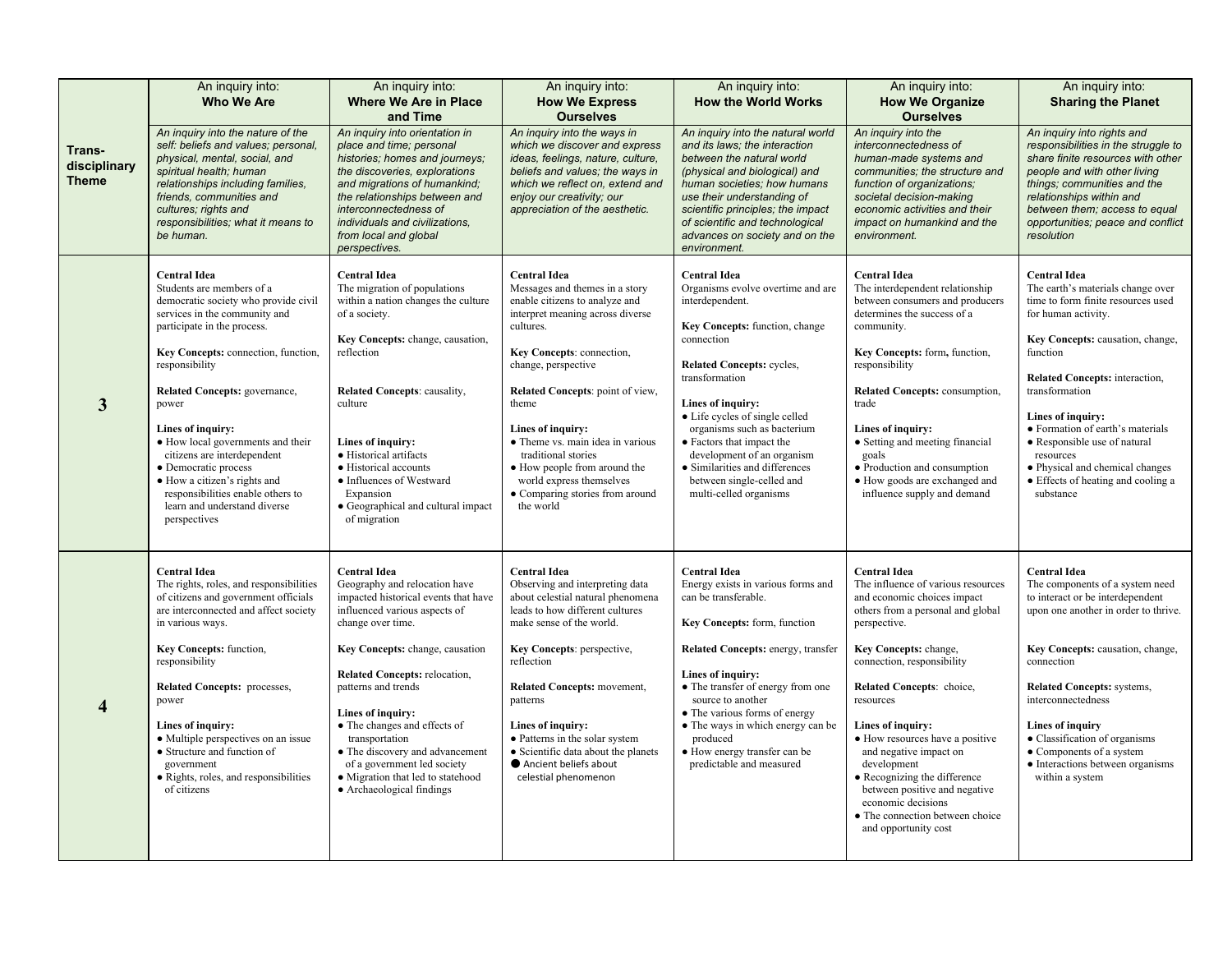| Trans-disciplinary Theme | An inquiry into: **Who We Are** | An inquiry into: **Where We Are in Place and Time** | An inquiry into: **How We Express Ourselves** | An inquiry into: **How the World Works** | An inquiry into: **How We Organize Ourselves** | An inquiry into: **Sharing the Planet** |
|---|---|---|---|---|---|---|
| | *An inquiry into the nature of the self: beliefs and values; personal, physical, mental, social, and spiritual health; human relationships including families, friends, communities and cultures; rights and responsibilities; what it means to be human.* | *An inquiry into orientation in place and time; personal histories; homes and journeys; the discoveries, explorations and migrations of humankind; the relationships between and interconnectedness of individuals and civilizations, from local and global perspectives.* | *An inquiry into the ways in which we discover and express ideas, feelings, nature, culture, beliefs and values; the ways in which we reflect on, extend and enjoy our creativity; our appreciation of the aesthetic.* | *An inquiry into the natural world and its laws; the interaction between the natural world (physical and biological) and human societies; how humans use their understanding of scientific principles; the impact of scientific and technological advances on society and on the environment.* | *An inquiry into the interconnectedness of human-made systems and communities; the structure and function of organizations; societal decision-making economic activities and their impact on humankind and the environment.* | *An inquiry into rights and responsibilities in the struggle to share finite resources with other people and with other living things; communities and the relationships within and between them; access to equal opportunities; peace and conflict resolution* |
| **3** | **Central Idea**<br>Students are members of a democratic society who provide civil services in the community and participate in the process.<br><br>**Key Concepts:** connection, function, responsibility<br><br>**Related Concepts:** governance, power<br><br>**Lines of inquiry:**<br>● How local governments and their citizens are interdependent<br>● Democratic process<br>● How a citizen's rights and responsibilities enable others to learn and understand diverse perspectives | **Central Idea**<br>The migration of populations within a nation changes the culture of a society.<br><br>**Key Concepts:** change, causation, reflection<br><br>**Related Concepts**: causality, culture<br><br>**Lines of inquiry:**<br>● Historical artifacts<br>● Historical accounts<br>● Influences of Westward Expansion<br>● Geographical and cultural impact of migration | **Central Idea**<br>Messages and themes in a story enable citizens to analyze and interpret meaning across diverse cultures.<br><br>**Key Concepts**: connection, change, perspective<br><br>**Related Concepts**: point of view, theme<br><br>**Lines of inquiry:**<br>● Theme vs. main idea in various traditional stories<br>● How people from around the world express themselves<br>● Comparing stories from around the world | **Central Idea**<br>Organisms evolve overtime and are interdependent.<br><br>**Key Concepts:** function, change connection<br><br>**Related Concepts:** cycles, transformation<br><br>**Lines of inquiry:**<br>● Life cycles of single celled organisms such as bacterium<br>● Factors that impact the development of an organism<br>● Similarities and differences between single-celled and multi-celled organisms | **Central Idea**<br>The interdependent relationship between consumers and producers determines the success of a community.<br><br>**Key Concepts:** form, function, responsibility<br><br>**Related Concepts:** consumption, trade<br><br>**Lines of inquiry:**<br>● Setting and meeting financial goals<br>● Production and consumption<br>● How goods are exchanged and influence supply and demand | **Central Idea**<br>The earth's materials change over time to form finite resources used for human activity.<br><br>**Key Concepts:** causation, change, function<br><br>**Related Concepts:** interaction, transformation<br><br>**Lines of inquiry:**<br>● Formation of earth's materials<br>● Responsible use of natural resources<br>● Physical and chemical changes<br>● Effects of heating and cooling a substance |
| **4** | **Central Idea**<br>The rights, roles, and responsibilities of citizens and government officials are interconnected and affect society in various ways.<br><br>**Key Concepts:** function, responsibility<br><br>**Related Concepts:** processes, power<br><br>**Lines of inquiry:**<br>● Multiple perspectives on an issue<br>● Structure and function of government<br>● Rights, roles, and responsibilities of citizens | **Central Idea**<br>Geography and relocation have impacted historical events that have influenced various aspects of change over time.<br><br>**Key Concepts:** change, causation<br><br>**Related Concepts:** relocation, patterns and trends<br><br>**Lines of inquiry:**<br>● The changes and effects of transportation<br>● The discovery and advancement of a government led society<br>● Migration that led to statehood<br>● Archaeological findings | **Central Idea**<br>Observing and interpreting data about celestial natural phenomena leads to how different cultures make sense of the world.<br><br>**Key Concepts**: perspective, reflection<br><br>**Related Concepts:** movement, patterns<br><br>**Lines of inquiry:**<br>● Patterns in the solar system<br>● Scientific data about the planets<br>● Ancient beliefs about celestial phenomenon | **Central Idea**<br>Energy exists in various forms and can be transferable.<br><br>**Key Concepts:** form, function<br><br>**Related Concepts:** energy, transfer<br><br>**Lines of inquiry:**<br>● The transfer of energy from one source to another<br>● The various forms of energy<br>● The ways in which energy can be produced<br>● How energy transfer can be predictable and measured | **Central Idea**<br>The influence of various resources and economic choices impact others from a personal and global perspective.<br><br>**Key Concepts:** change, connection, responsibility<br><br>**Related Concepts**: choice, resources<br><br>**Lines of inquiry:**<br>● How resources have a positive and negative impact on development<br>● Recognizing the difference between positive and negative economic decisions<br>● The connection between choice and opportunity cost | **Central Idea**<br>The components of a system need to interact or be interdependent upon one another in order to thrive.<br><br>**Key Concepts:** causation, change, connection<br><br>**Related Concepts:** systems, interconnectedness<br><br>**Lines of inquiry**<br>● Classification of organisms<br>● Components of a system<br>● Interactions between organisms within a system |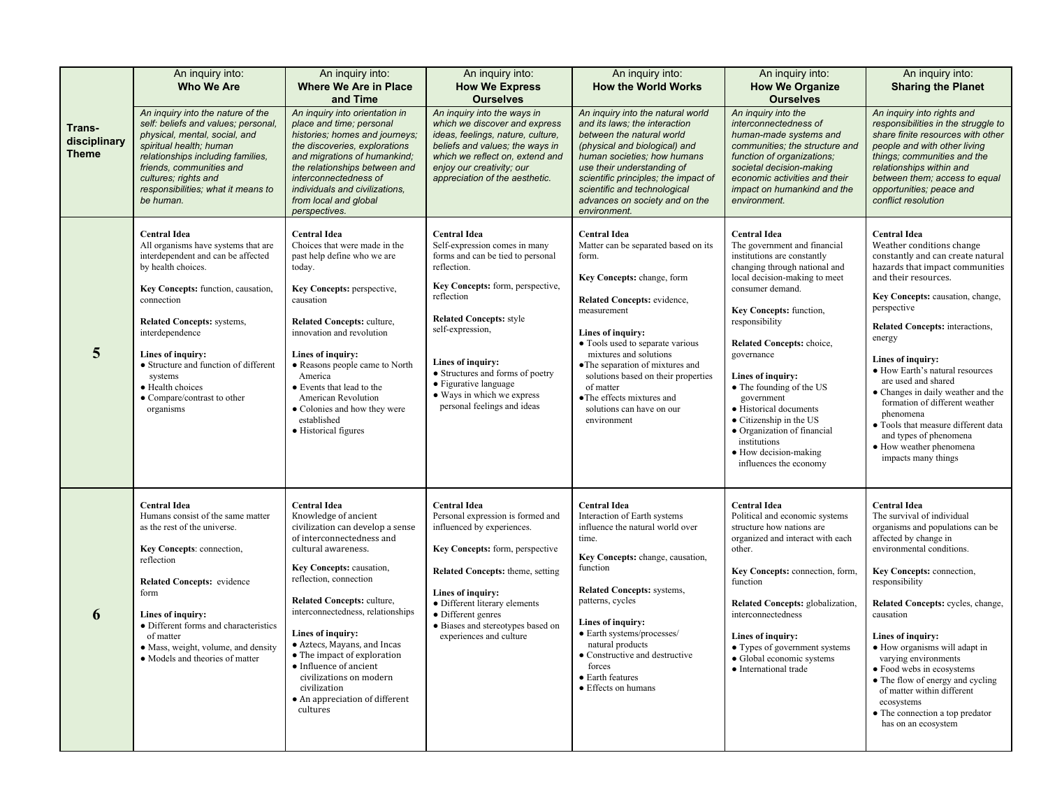| | An inquiry into: **Who We Are** | An inquiry into: **Where We Are in Place and Time** | An inquiry into: **How We Express Ourselves** | An inquiry into: **How the World Works** | An inquiry into: **How We Organize Ourselves** | An inquiry into: **Sharing the Planet** |
|---|---|---|---|---|---|---|
| **Trans-disciplinary Theme** | *An inquiry into the nature of the self: beliefs and values; personal, physical, mental, social, and spiritual health; human relationships including families, friends, communities and cultures; rights and responsibilities; what it means to be human.* | *An inquiry into orientation in place and time; personal histories; homes and journeys; the discoveries, explorations and migrations of humankind; the relationships between and interconnectedness of individuals and civilizations, from local and global perspectives.* | *An inquiry into the ways in which we discover and express ideas, feelings, nature, culture, beliefs and values; the ways in which we reflect on, extend and enjoy our creativity; our appreciation of the aesthetic.* | *An inquiry into the natural world and its laws; the interaction between the natural world (physical and biological) and human societies; how humans use their understanding of scientific principles; the impact of scientific and technological advances on society and on the environment.* | *An inquiry into the interconnectedness of human-made systems and communities; the structure and function of organizations; societal decision-making economic activities and their impact on humankind and the environment.* | *An inquiry into rights and responsibilities in the struggle to share finite resources with other people and with other living things; communities and the relationships within and between them; access to equal opportunities; peace and conflict resolution* |
| **5** | **Central Idea**<br>All organisms have systems that are interdependent and can be affected by health choices.<br><br>**Key Concepts:** function, causation, connection<br><br>**Related Concepts:** systems, interdependence<br><br>**Lines of inquiry:**<br>● Structure and function of different systems<br>● Health choices<br>● Compare/contrast to other organisms | **Central Idea**<br>Choices that were made in the past help define who we are today.<br><br>**Key Concepts:** perspective, causation<br><br>**Related Concepts:** culture, innovation and revolution<br><br>**Lines of inquiry:**<br>● Reasons people came to North America<br>● Events that lead to the American Revolution<br>● Colonies and how they were established<br>● Historical figures | **Central Idea**<br>Self-expression comes in many forms and can be tied to personal reflection.<br><br>**Key Concepts:** form, perspective, reflection<br><br>**Related Concepts:** style self-expression,<br><br>**Lines of inquiry:**<br>● Structures and forms of poetry<br>● Figurative language<br>● Ways in which we express personal feelings and ideas | **Central Idea**<br>Matter can be separated based on its form.<br><br>**Key Concepts:** change, form<br><br>**Related Concepts:** evidence, measurement<br><br>**Lines of inquiry:**<br>● Tools used to separate various mixtures and solutions<br>● The separation of mixtures and solutions based on their properties of matter<br>● The effects mixtures and solutions can have on our environment | **Central Idea**<br>The government and financial institutions are constantly changing through national and local decision-making to meet consumer demand.<br><br>**Key Concepts:** function, responsibility<br><br>**Related Concepts:** choice, governance<br><br>**Lines of inquiry:**<br>● The founding of the US government<br>● Historical documents<br>● Citizenship in the US<br>● Organization of financial institutions<br>● How decision-making influences the economy | **Central Idea**<br>Weather conditions change constantly and can create natural hazards that impact communities and their resources.<br><br>**Key Concepts:** causation, change, perspective<br><br>**Related Concepts:** interactions, energy<br><br>**Lines of inquiry:**<br>● How Earth's natural resources are used and shared<br>● Changes in daily weather and the formation of different weather phenomena<br>● Tools that measure different data and types of phenomena<br>● How weather phenomena impacts many things |
| **6** | **Central Idea**<br>Humans consist of the same matter as the rest of the universe.<br><br>**Key Concepts**: connection, reflection<br><br>**Related Concepts:** evidence form<br><br>**Lines of inquiry:**<br>● Different forms and characteristics of matter<br>● Mass, weight, volume, and density<br>● Models and theories of matter | **Central Idea**<br>Knowledge of ancient civilization can develop a sense of interconnectedness and cultural awareness.<br><br>**Key Concepts:** causation, reflection, connection<br><br>**Related Concepts:** culture, interconnectedness, relationships<br><br>**Lines of inquiry:**<br>● Aztecs, Mayans, and Incas<br>● The impact of exploration<br>● Influence of ancient civilizations on modern civilization<br>● An appreciation of different cultures | **Central Idea**<br>Personal expression is formed and influenced by experiences.<br><br>**Key Concepts:** form, perspective<br><br>**Related Concepts:** theme, setting<br><br>**Lines of inquiry:**<br>● Different literary elements<br>● Different genres<br>● Biases and stereotypes based on experiences and culture | **Central Idea**<br>Interaction of Earth systems influence the natural world over time.<br><br>**Key Concepts:** change, causation, function<br><br>**Related Concepts:** systems, patterns, cycles<br><br>**Lines of inquiry:**<br>● Earth systems/processes/ natural products<br>● Constructive and destructive forces<br>● Earth features<br>● Effects on humans | **Central Idea**<br>Political and economic systems structure how nations are organized and interact with each other.<br><br>**Key Concepts:** connection, form, function<br><br>**Related Concepts:** globalization, interconnectedness<br><br>**Lines of inquiry:**<br>● Types of government systems<br>● Global economic systems<br>● International trade | **Central Idea**<br>The survival of individual organisms and populations can be affected by change in environmental conditions.<br><br>**Key Concepts:** connection, responsibility<br><br>**Related Concepts:** cycles, change, causation<br><br>**Lines of inquiry:**<br>● How organisms will adapt in varying environments<br>● Food webs in ecosystems<br>● The flow of energy and cycling of matter within different ecosystems<br>● The connection a top predator has on an ecosystem |